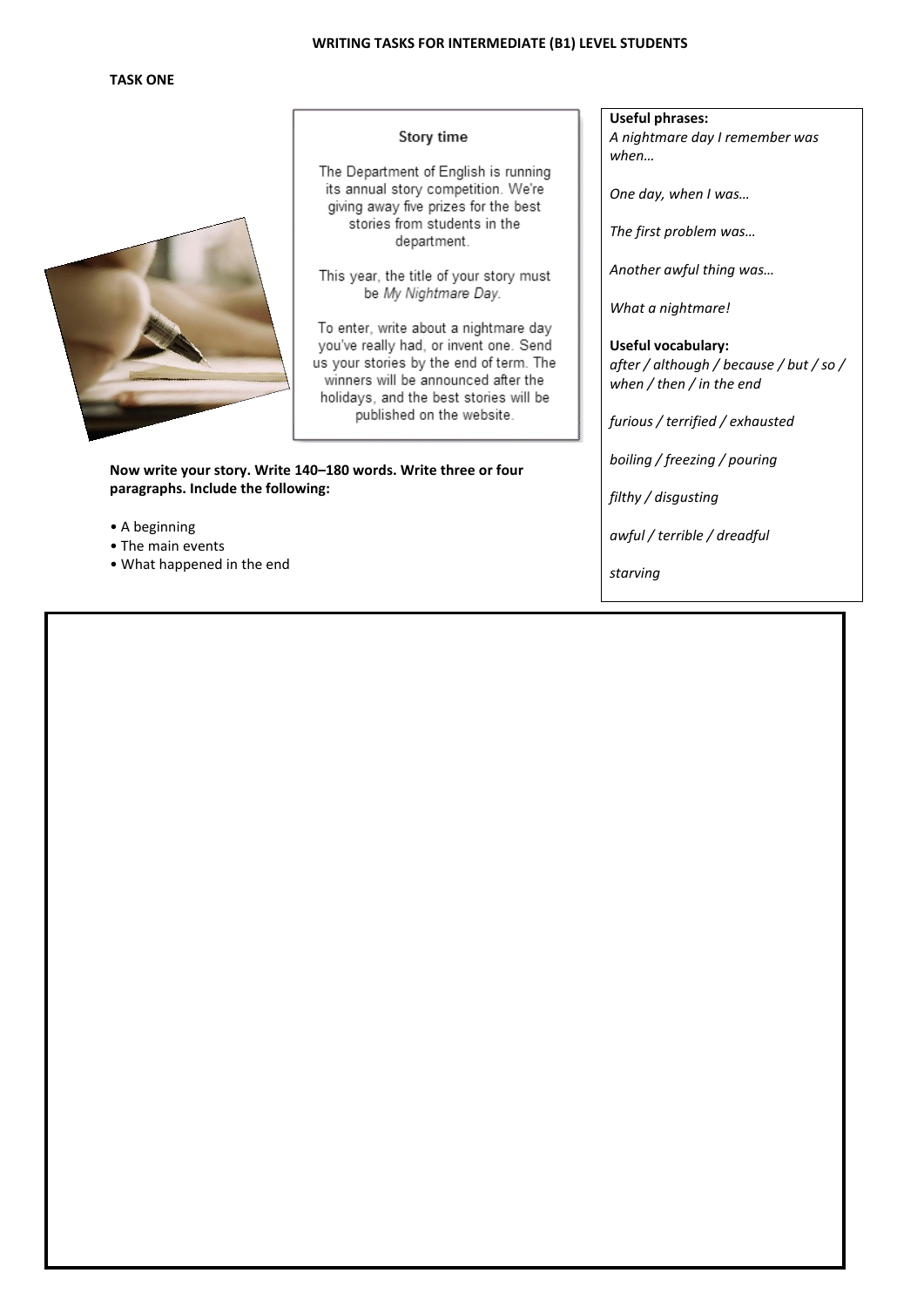# WRITING TASKS FOR INTERMEDIATE (B1) LEVEL STUDENTS

## TASK ONE

### Story time

The Department of English is running its annual story competition. We're giving away five prizes for the best stories from students in the department.

This year, the title of your story must be *My Nightmare Day*.

To enter, write about a nightmare day you've really had, or invent one. Send us your stories by the end of term. The winners will be announced after the holidays, and the best stories will be published on the website.

**Now write your story. Write 140–180 words. Write three or four paragraphs. Include the following:**

- A beginning
- The main events
- What happened in the end

**Useful phrases:**

*A nightmare day I remember was when…*

*One day, when I was…*

*The first problem was…*

*Another awful thing was…*

*What a nightmare!*

**Useful vocabulary:**

*after / although / because / but / so / when / then / in the end*

*furious / terrified / exhausted*

*boiling / freezing / pouring*

*filthy / disgusting*

*awful / terrible / dreadful*

*starving*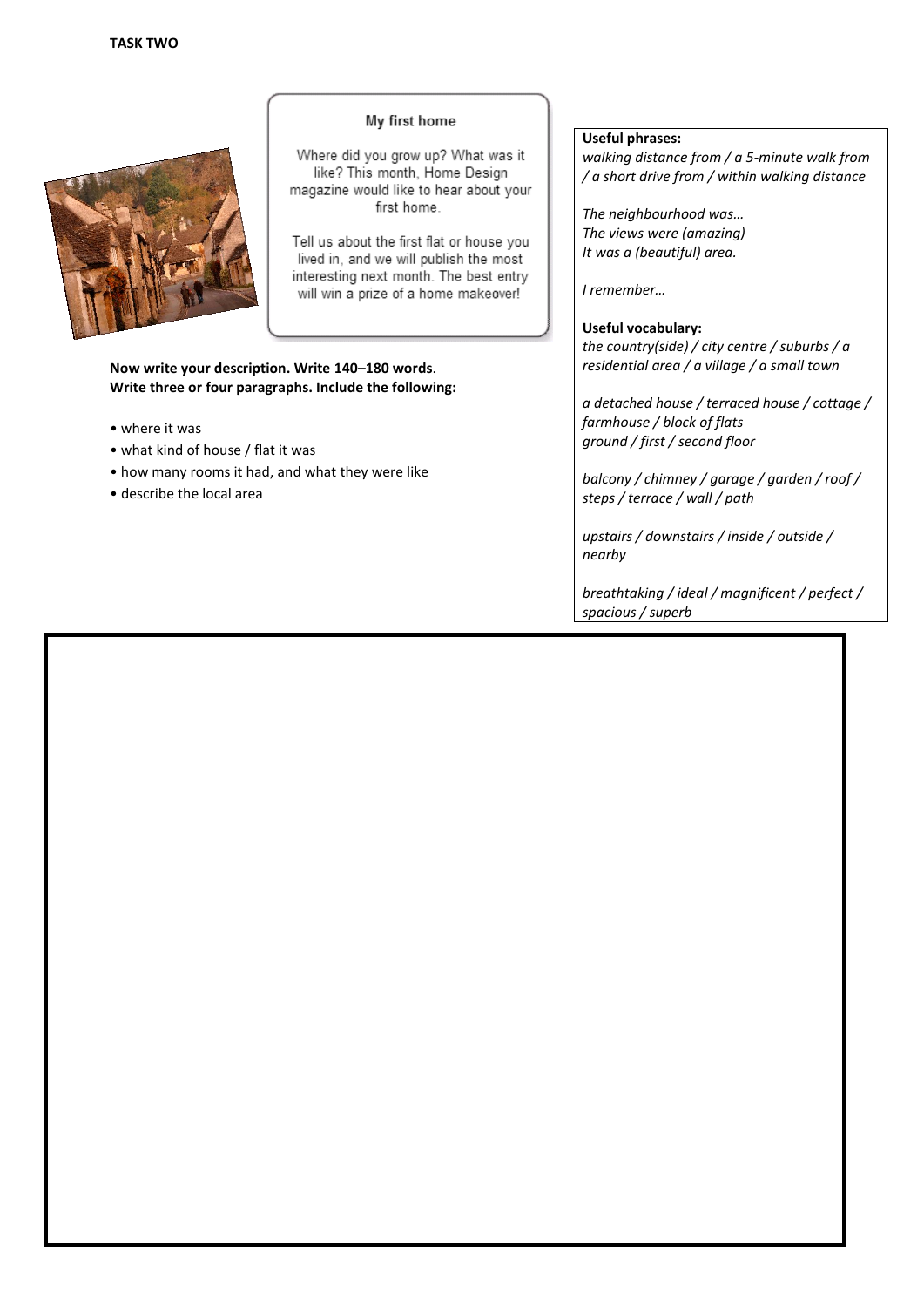**TASK TWO**

### My first home

Where did you grow up? What was it like? This month, Home Design magazine would like to hear about your first home.

Tell us about the first flat or house you lived in, and we will publish the most interesting next month. The best entry will win a prize of a home makeover!

**Now write your description. Write 140–180 words.**
**Write three or four paragraphs. Include the following:**

- where it was
- what kind of house / flat it was
- how many rooms it had, and what they were like
- describe the local area

**Useful phrases:**

*walking distance from / a 5-minute walk from / a short drive from / within walking distance*

*The neighbourhood was…*
*The views were (amazing)*
*It was a (beautiful) area.*

*I remember…*

**Useful vocabulary:**

*the country(side) / city centre / suburbs / a residential area / a village / a small town*

*a detached house / terraced house / cottage / farmhouse / block of flats*
*ground / first / second floor*

*balcony / chimney / garage / garden / roof / steps / terrace / wall / path*

*upstairs / downstairs / inside / outside / nearby*

*breathtaking / ideal / magnificent / perfect / spacious / superb*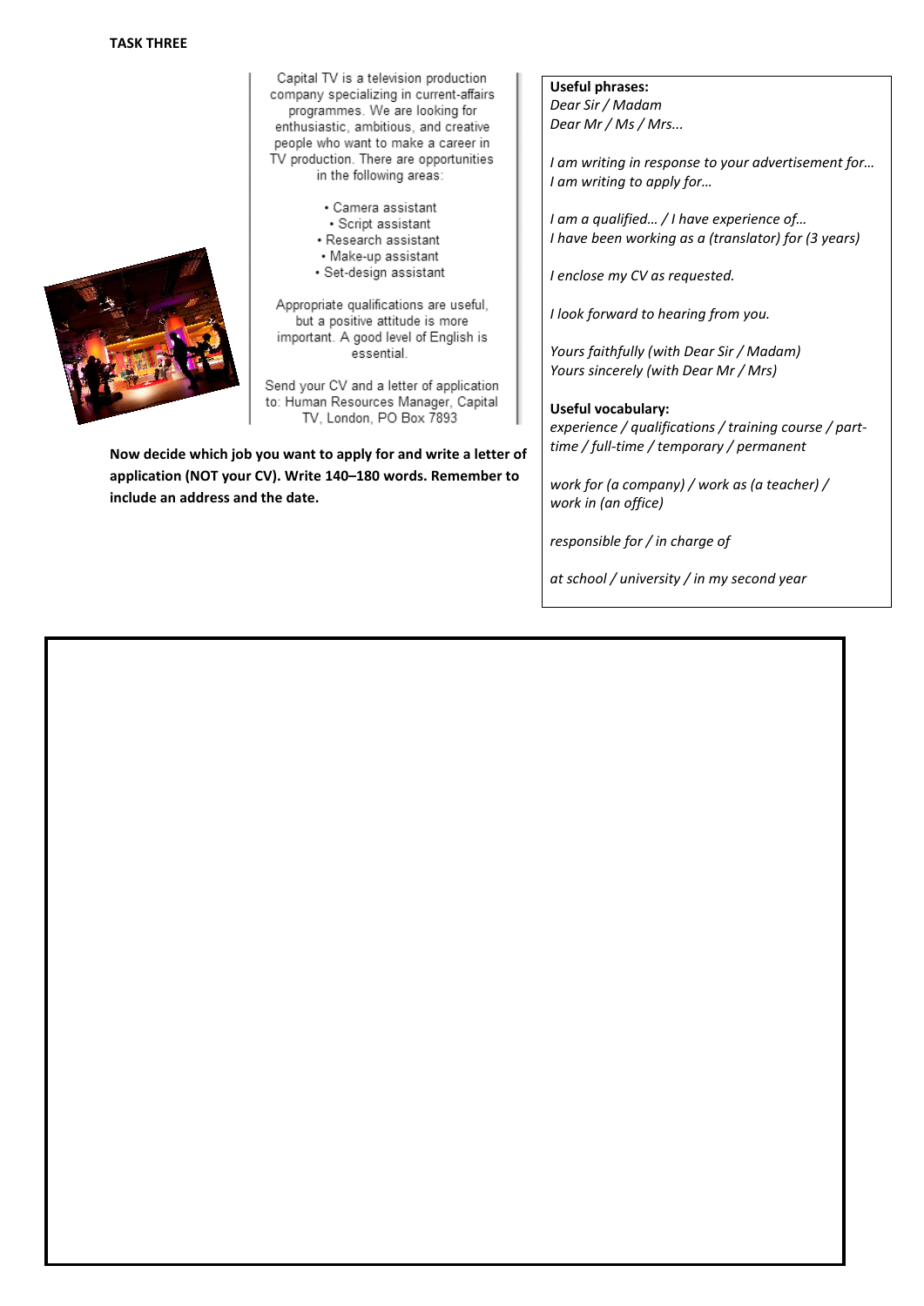**TASK THREE**

Capital TV is a television production company specializing in current-affairs programmes. We are looking for enthusiastic, ambitious, and creative people who want to make a career in TV production. There are opportunities in the following areas:

- Camera assistant
- Script assistant
- Research assistant
- Make-up assistant
- Set-design assistant

Appropriate qualifications are useful, but a positive attitude is more important. A good level of English is essential.

Send your CV and a letter of application to: Human Resources Manager, Capital TV, London, PO Box 7893

**Now decide which job you want to apply for and write a letter of application (NOT your CV). Write 140–180 words. Remember to include an address and the date.**

**Useful phrases:**

*Dear Sir / Madam*
*Dear Mr / Ms / Mrs...*

*I am writing in response to your advertisement for…*
*I am writing to apply for…*

*I am a qualified… / I have experience of…*
*I have been working as a (translator) for (3 years)*

*I enclose my CV as requested.*

*I look forward to hearing from you.*

*Yours faithfully (with Dear Sir / Madam)*
*Yours sincerely (with Dear Mr / Mrs)*

**Useful vocabulary:**

*experience / qualifications / training course / part-time / full-time / temporary / permanent*

*work for (a company) / work as (a teacher) / work in (an office)*

*responsible for / in charge of*

*at school / university / in my second year*